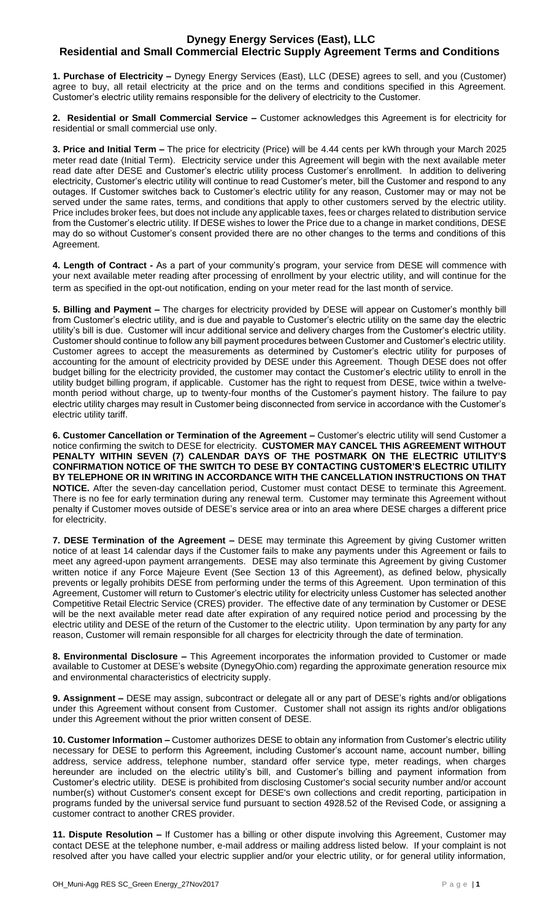# Dynegy Energy Services (East), LLC
## Residential and Small Commercial Electric Supply Agreement Terms and Conditions

**1. Purchase of Electricity –** Dynegy Energy Services (East), LLC (DESE) agrees to sell, and you (Customer) agree to buy, all retail electricity at the price and on the terms and conditions specified in this Agreement. Customer's electric utility remains responsible for the delivery of electricity to the Customer.

**2. Residential or Small Commercial Service –** Customer acknowledges this Agreement is for electricity for residential or small commercial use only.

**3. Price and Initial Term –** The price for electricity (Price) will be 4.44 cents per kWh through your March 2025 meter read date (Initial Term). Electricity service under this Agreement will begin with the next available meter read date after DESE and Customer's electric utility process Customer's enrollment. In addition to delivering electricity, Customer's electric utility will continue to read Customer's meter, bill the Customer and respond to any outages. If Customer switches back to Customer's electric utility for any reason, Customer may or may not be served under the same rates, terms, and conditions that apply to other customers served by the electric utility. Price includes broker fees, but does not include any applicable taxes, fees or charges related to distribution service from the Customer's electric utility. If DESE wishes to lower the Price due to a change in market conditions, DESE may do so without Customer's consent provided there are no other changes to the terms and conditions of this Agreement.

**4. Length of Contract -** As a part of your community's program, your service from DESE will commence with your next available meter reading after processing of enrollment by your electric utility, and will continue for the term as specified in the opt-out notification, ending on your meter read for the last month of service.

**5. Billing and Payment –** The charges for electricity provided by DESE will appear on Customer's monthly bill from Customer's electric utility, and is due and payable to Customer's electric utility on the same day the electric utility's bill is due. Customer will incur additional service and delivery charges from the Customer's electric utility. Customer should continue to follow any bill payment procedures between Customer and Customer's electric utility. Customer agrees to accept the measurements as determined by Customer's electric utility for purposes of accounting for the amount of electricity provided by DESE under this Agreement. Though DESE does not offer budget billing for the electricity provided, the customer may contact the Customer's electric utility to enroll in the utility budget billing program, if applicable. Customer has the right to request from DESE, twice within a twelve-month period without charge, up to twenty-four months of the Customer's payment history. The failure to pay electric utility charges may result in Customer being disconnected from service in accordance with the Customer's electric utility tariff.

**6. Customer Cancellation or Termination of the Agreement –** Customer's electric utility will send Customer a notice confirming the switch to DESE for electricity. **CUSTOMER MAY CANCEL THIS AGREEMENT WITHOUT PENALTY WITHIN SEVEN (7) CALENDAR DAYS OF THE POSTMARK ON THE ELECTRIC UTILITY'S CONFIRMATION NOTICE OF THE SWITCH TO DESE BY CONTACTING CUSTOMER'S ELECTRIC UTILITY BY TELEPHONE OR IN WRITING IN ACCORDANCE WITH THE CANCELLATION INSTRUCTIONS ON THAT NOTICE.** After the seven-day cancellation period, Customer must contact DESE to terminate this Agreement. There is no fee for early termination during any renewal term. Customer may terminate this Agreement without penalty if Customer moves outside of DESE's service area or into an area where DESE charges a different price for electricity.

**7. DESE Termination of the Agreement –** DESE may terminate this Agreement by giving Customer written notice of at least 14 calendar days if the Customer fails to make any payments under this Agreement or fails to meet any agreed-upon payment arrangements. DESE may also terminate this Agreement by giving Customer written notice if any Force Majeure Event (See Section 13 of this Agreement), as defined below, physically prevents or legally prohibits DESE from performing under the terms of this Agreement. Upon termination of this Agreement, Customer will return to Customer's electric utility for electricity unless Customer has selected another Competitive Retail Electric Service (CRES) provider. The effective date of any termination by Customer or DESE will be the next available meter read date after expiration of any required notice period and processing by the electric utility and DESE of the return of the Customer to the electric utility. Upon termination by any party for any reason, Customer will remain responsible for all charges for electricity through the date of termination.

**8. Environmental Disclosure –** This Agreement incorporates the information provided to Customer or made available to Customer at DESE's website (DynegyOhio.com) regarding the approximate generation resource mix and environmental characteristics of electricity supply.

**9. Assignment –** DESE may assign, subcontract or delegate all or any part of DESE's rights and/or obligations under this Agreement without consent from Customer. Customer shall not assign its rights and/or obligations under this Agreement without the prior written consent of DESE.

**10. Customer Information –** Customer authorizes DESE to obtain any information from Customer's electric utility necessary for DESE to perform this Agreement, including Customer's account name, account number, billing address, service address, telephone number, standard offer service type, meter readings, when charges hereunder are included on the electric utility's bill, and Customer's billing and payment information from Customer's electric utility. DESE is prohibited from disclosing Customer's social security number and/or account number(s) without Customer's consent except for DESE's own collections and credit reporting, participation in programs funded by the universal service fund pursuant to section 4928.52 of the Revised Code, or assigning a customer contract to another CRES provider.

**11. Dispute Resolution –** If Customer has a billing or other dispute involving this Agreement, Customer may contact DESE at the telephone number, e-mail address or mailing address listed below. If your complaint is not resolved after you have called your electric supplier and/or your electric utility, or for general utility information,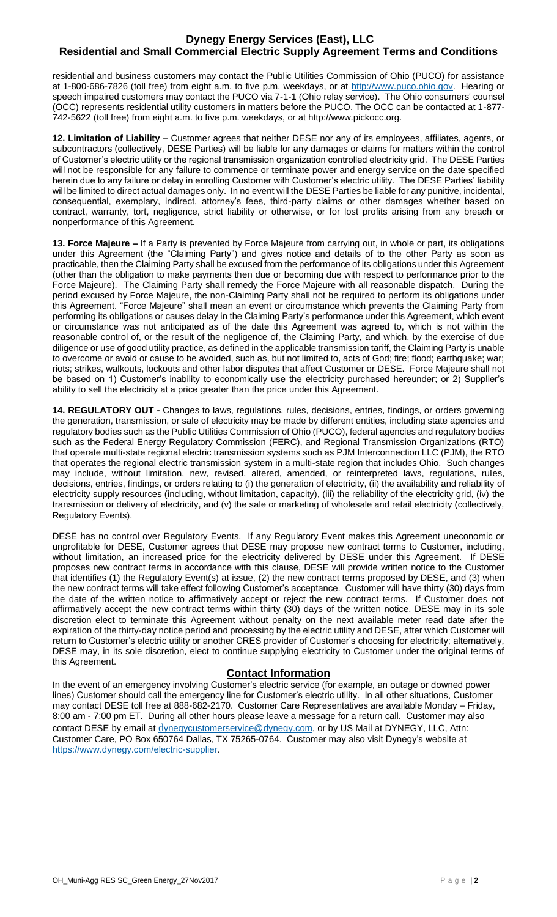residential and business customers may contact the Public Utilities Commission of Ohio (PUCO) for assistance at 1-800-686-7826 (toll free) from eight a.m. to five p.m. weekdays, or at http://www.puco.ohio.gov. Hearing or speech impaired customers may contact the PUCO via 7-1-1 (Ohio relay service). The Ohio consumers' counsel (OCC) represents residential utility customers in matters before the PUCO. The OCC can be contacted at 1-877-742-5622 (toll free) from eight a.m. to five p.m. weekdays, or at http://www.pickocc.org.

**12. Limitation of Liability –** Customer agrees that neither DESE nor any of its employees, affiliates, agents, or subcontractors (collectively, DESE Parties) will be liable for any damages or claims for matters within the control of Customer's electric utility or the regional transmission organization controlled electricity grid. The DESE Parties will not be responsible for any failure to commence or terminate power and energy service on the date specified herein due to any failure or delay in enrolling Customer with Customer's electric utility. The DESE Parties' liability will be limited to direct actual damages only. In no event will the DESE Parties be liable for any punitive, incidental, consequential, exemplary, indirect, attorney's fees, third-party claims or other damages whether based on contract, warranty, tort, negligence, strict liability or otherwise, or for lost profits arising from any breach or nonperformance of this Agreement.

**13. Force Majeure –** If a Party is prevented by Force Majeure from carrying out, in whole or part, its obligations under this Agreement (the "Claiming Party") and gives notice and details of to the other Party as soon as practicable, then the Claiming Party shall be excused from the performance of its obligations under this Agreement (other than the obligation to make payments then due or becoming due with respect to performance prior to the Force Majeure). The Claiming Party shall remedy the Force Majeure with all reasonable dispatch. During the period excused by Force Majeure, the non-Claiming Party shall not be required to perform its obligations under this Agreement. "Force Majeure" shall mean an event or circumstance which prevents the Claiming Party from performing its obligations or causes delay in the Claiming Party's performance under this Agreement, which event or circumstance was not anticipated as of the date this Agreement was agreed to, which is not within the reasonable control of, or the result of the negligence of, the Claiming Party, and which, by the exercise of due diligence or use of good utility practice, as defined in the applicable transmission tariff, the Claiming Party is unable to overcome or avoid or cause to be avoided, such as, but not limited to, acts of God; fire; flood; earthquake; war; riots; strikes, walkouts, lockouts and other labor disputes that affect Customer or DESE. Force Majeure shall not be based on 1) Customer's inability to economically use the electricity purchased hereunder; or 2) Supplier's ability to sell the electricity at a price greater than the price under this Agreement.

**14. REGULATORY OUT -** Changes to laws, regulations, rules, decisions, entries, findings, or orders governing the generation, transmission, or sale of electricity may be made by different entities, including state agencies and regulatory bodies such as the Public Utilities Commission of Ohio (PUCO), federal agencies and regulatory bodies such as the Federal Energy Regulatory Commission (FERC), and Regional Transmission Organizations (RTO) that operate multi-state regional electric transmission systems such as PJM Interconnection LLC (PJM), the RTO that operates the regional electric transmission system in a multi-state region that includes Ohio. Such changes may include, without limitation, new, revised, altered, amended, or reinterpreted laws, regulations, rules, decisions, entries, findings, or orders relating to (i) the generation of electricity, (ii) the availability and reliability of electricity supply resources (including, without limitation, capacity), (iii) the reliability of the electricity grid, (iv) the transmission or delivery of electricity, and (v) the sale or marketing of wholesale and retail electricity (collectively, Regulatory Events).

DESE has no control over Regulatory Events. If any Regulatory Event makes this Agreement uneconomic or unprofitable for DESE, Customer agrees that DESE may propose new contract terms to Customer, including, without limitation, an increased price for the electricity delivered by DESE under this Agreement. If DESE proposes new contract terms in accordance with this clause, DESE will provide written notice to the Customer that identifies (1) the Regulatory Event(s) at issue, (2) the new contract terms proposed by DESE, and (3) when the new contract terms will take effect following Customer's acceptance. Customer will have thirty (30) days from the date of the written notice to affirmatively accept or reject the new contract terms. If Customer does not affirmatively accept the new contract terms within thirty (30) days of the written notice, DESE may in its sole discretion elect to terminate this Agreement without penalty on the next available meter read date after the expiration of the thirty-day notice period and processing by the electric utility and DESE, after which Customer will return to Customer's electric utility or another CRES provider of Customer's choosing for electricity; alternatively, DESE may, in its sole discretion, elect to continue supplying electricity to Customer under the original terms of this Agreement.

## Contact Information

In the event of an emergency involving Customer's electric service (for example, an outage or downed power lines) Customer should call the emergency line for Customer's electric utility. In all other situations, Customer may contact DESE toll free at 888-682-2170. Customer Care Representatives are available Monday – Friday, 8:00 am - 7:00 pm ET. During all other hours please leave a message for a return call. Customer may also contact DESE by email at dynegycustomerservice@dynegy.com, or by US Mail at DYNEGY, LLC, Attn: Customer Care, PO Box 650764 Dallas, TX 75265-0764. Customer may also visit Dynegy's website at https://www.dynegy.com/electric-supplier.